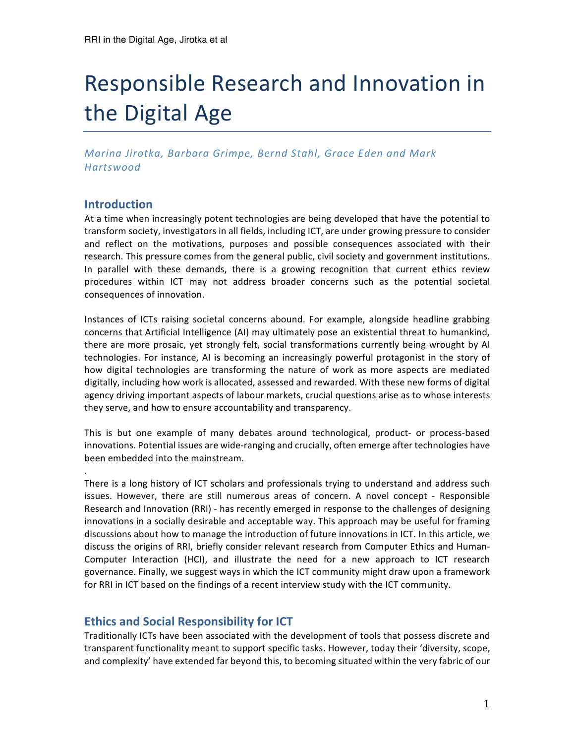# Responsible Research and Innovation in the Digital Age

*Marina Jirotka, Barbara Grimpe, Bernd Stahl, Grace Eden and Mark Hartswood*

## Introduction

At a time when increasingly potent technologies are being developed that have the potential to transform society, investigators in all fields, including ICT, are under growing pressure to consider and reflect on the motivations, purposes and possible consequences associated with their research. This pressure comes from the general public, civil society and government institutions. In parallel with these demands, there is a growing recognition that current ethics review procedures within ICT may not address broader concerns such as the potential societal consequences of innovation.

Instances of ICTs raising societal concerns abound. For example, alongside headline grabbing concerns that Artificial Intelligence (AI) may ultimately pose an existential threat to humankind, there are more prosaic, yet strongly felt, social transformations currently being wrought by AI technologies. For instance, AI is becoming an increasingly powerful protagonist in the story of how digital technologies are transforming the nature of work as more aspects are mediated digitally, including how work is allocated, assessed and rewarded. With these new forms of digital agency driving important aspects of labour markets, crucial questions arise as to whose interests they serve, and how to ensure accountability and transparency.

This is but one example of many debates around technological, product- or process-based innovations. Potential issues are wide-ranging and crucially, often emerge after technologies have been embedded into the mainstream.

.

There is a long history of ICT scholars and professionals trying to understand and address such issues. However, there are still numerous areas of concern. A novel concept - Responsible Research and Innovation (RRI) - has recently emerged in response to the challenges of designing innovations in a socially desirable and acceptable way. This approach may be useful for framing discussions about how to manage the introduction of future innovations in ICT. In this article, we discuss the origins of RRI, briefly consider relevant research from Computer Ethics and Human-Computer Interaction (HCI), and illustrate the need for a new approach to ICT research governance. Finally, we suggest ways in which the ICT community might draw upon a framework for RRI in ICT based on the findings of a recent interview study with the ICT community.

## Ethics and Social Responsibility for ICT

Traditionally ICTs have been associated with the development of tools that possess discrete and transparent functionality meant to support specific tasks. However, today their 'diversity, scope, and complexity' have extended far beyond this, to becoming situated within the very fabric of our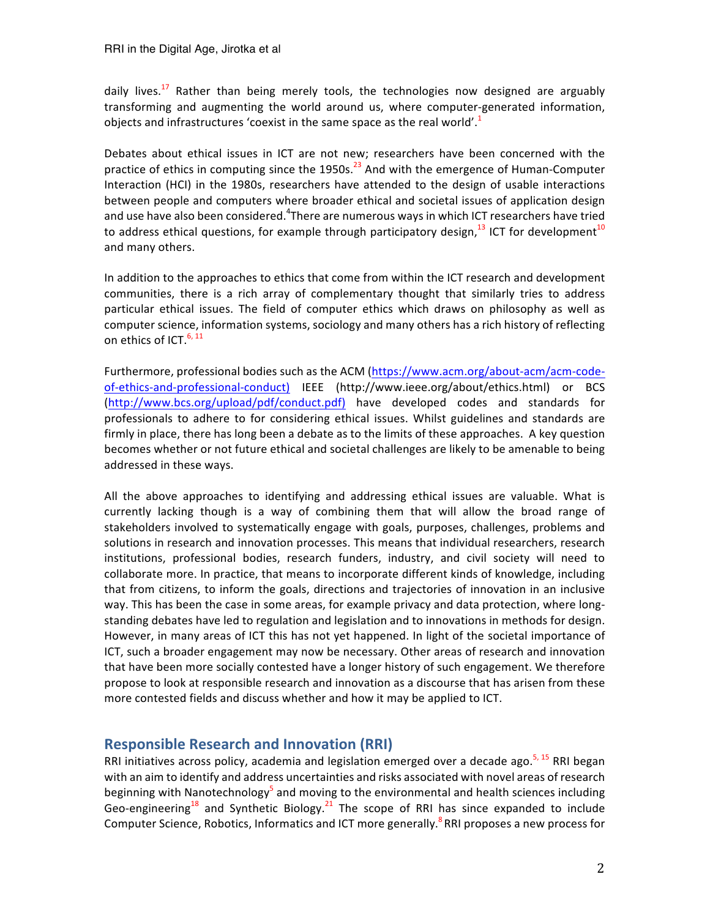daily lives.[17] Rather than being merely tools, the technologies now designed are arguably transforming and augmenting the world around us, where computer-generated information, objects and infrastructures 'coexist in the same space as the real world'.[1]

Debates about ethical issues in ICT are not new; researchers have been concerned with the practice of ethics in computing since the 1950s.[23] And with the emergence of Human-Computer Interaction (HCI) in the 1980s, researchers have attended to the design of usable interactions between people and computers where broader ethical and societal issues of application design and use have also been considered.[4]There are numerous ways in which ICT researchers have tried to address ethical questions, for example through participatory design,[13] ICT for development[10] and many others.

In addition to the approaches to ethics that come from within the ICT research and development communities, there is a rich array of complementary thought that similarly tries to address particular ethical issues. The field of computer ethics which draws on philosophy as well as computer science, information systems, sociology and many others has a rich history of reflecting on ethics of ICT.[6, 11]

Furthermore, professional bodies such as the ACM (https://www.acm.org/about-acm/acm-code-of-ethics-and-professional-conduct) IEEE (http://www.ieee.org/about/ethics.html) or BCS (http://www.bcs.org/upload/pdf/conduct.pdf) have developed codes and standards for professionals to adhere to for considering ethical issues. Whilst guidelines and standards are firmly in place, there has long been a debate as to the limits of these approaches. A key question becomes whether or not future ethical and societal challenges are likely to be amenable to being addressed in these ways.

All the above approaches to identifying and addressing ethical issues are valuable. What is currently lacking though is a way of combining them that will allow the broad range of stakeholders involved to systematically engage with goals, purposes, challenges, problems and solutions in research and innovation processes. This means that individual researchers, research institutions, professional bodies, research funders, industry, and civil society will need to collaborate more. In practice, that means to incorporate different kinds of knowledge, including that from citizens, to inform the goals, directions and trajectories of innovation in an inclusive way. This has been the case in some areas, for example privacy and data protection, where long-standing debates have led to regulation and legislation and to innovations in methods for design. However, in many areas of ICT this has not yet happened. In light of the societal importance of ICT, such a broader engagement may now be necessary. Other areas of research and innovation that have been more socially contested have a longer history of such engagement. We therefore propose to look at responsible research and innovation as a discourse that has arisen from these more contested fields and discuss whether and how it may be applied to ICT.

## Responsible Research and Innovation (RRI)

RRI initiatives across policy, academia and legislation emerged over a decade ago.[5, 15] RRI began with an aim to identify and address uncertainties and risks associated with novel areas of research beginning with Nanotechnology[5] and moving to the environmental and health sciences including Geo-engineering[18] and Synthetic Biology.[21] The scope of RRI has since expanded to include Computer Science, Robotics, Informatics and ICT more generally.[8] RRI proposes a new process for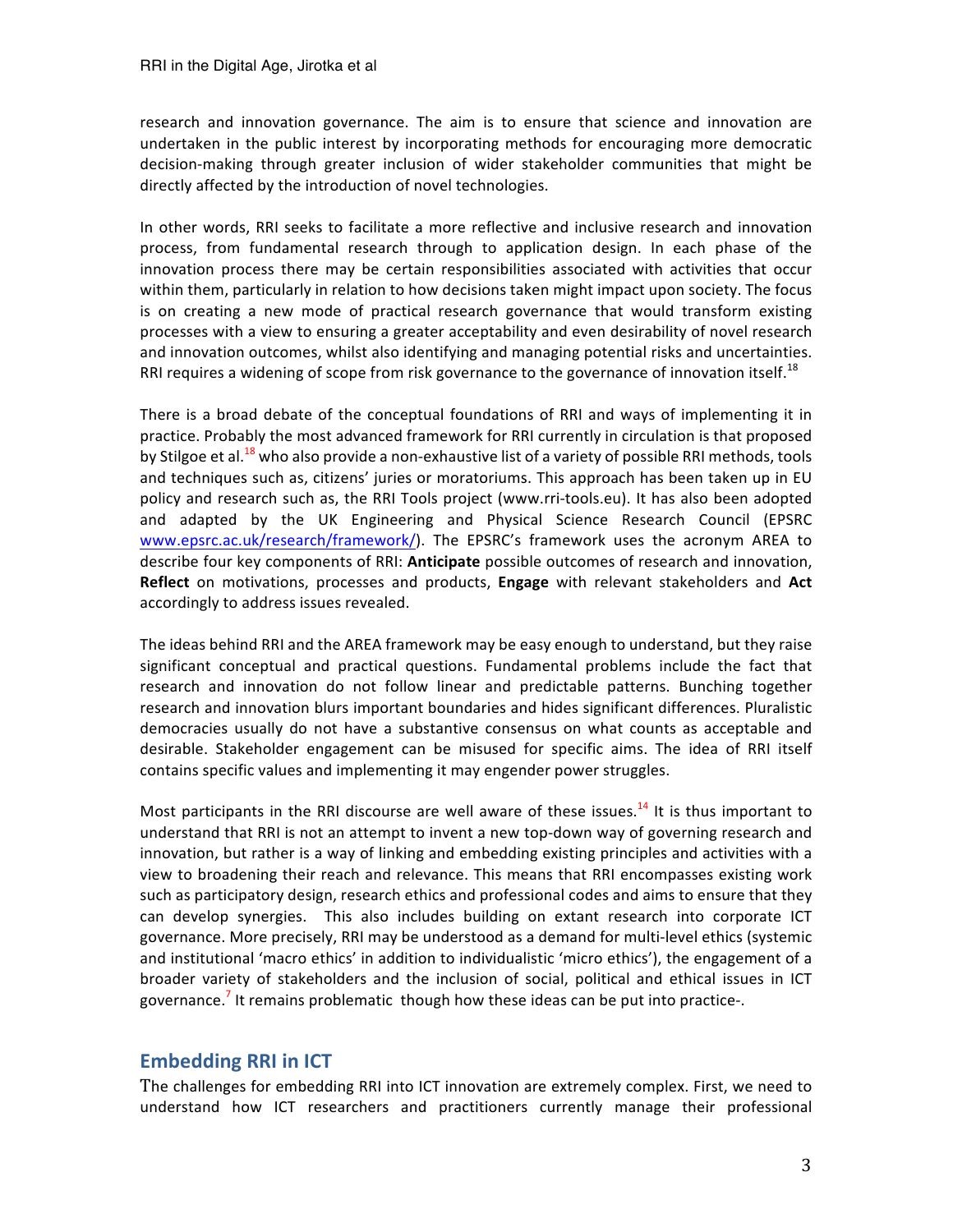research and innovation governance. The aim is to ensure that science and innovation are undertaken in the public interest by incorporating methods for encouraging more democratic decision-making through greater inclusion of wider stakeholder communities that might be directly affected by the introduction of novel technologies.

In other words, RRI seeks to facilitate a more reflective and inclusive research and innovation process, from fundamental research through to application design. In each phase of the innovation process there may be certain responsibilities associated with activities that occur within them, particularly in relation to how decisions taken might impact upon society. The focus is on creating a new mode of practical research governance that would transform existing processes with a view to ensuring a greater acceptability and even desirability of novel research and innovation outcomes, whilst also identifying and managing potential risks and uncertainties. RRI requires a widening of scope from risk governance to the governance of innovation itself.[18]

There is a broad debate of the conceptual foundations of RRI and ways of implementing it in practice. Probably the most advanced framework for RRI currently in circulation is that proposed by Stilgoe et al.[18] who also provide a non-exhaustive list of a variety of possible RRI methods, tools and techniques such as, citizens' juries or moratoriums. This approach has been taken up in EU policy and research such as, the RRI Tools project (www.rri-tools.eu). It has also been adopted and adapted by the UK Engineering and Physical Science Research Council (EPSRC www.epsrc.ac.uk/research/framework/). The EPSRC's framework uses the acronym AREA to describe four key components of RRI: **Anticipate** possible outcomes of research and innovation, **Reflect** on motivations, processes and products, **Engage** with relevant stakeholders and **Act** accordingly to address issues revealed.

The ideas behind RRI and the AREA framework may be easy enough to understand, but they raise significant conceptual and practical questions. Fundamental problems include the fact that research and innovation do not follow linear and predictable patterns. Bunching together research and innovation blurs important boundaries and hides significant differences. Pluralistic democracies usually do not have a substantive consensus on what counts as acceptable and desirable. Stakeholder engagement can be misused for specific aims. The idea of RRI itself contains specific values and implementing it may engender power struggles.

Most participants in the RRI discourse are well aware of these issues.[14] It is thus important to understand that RRI is not an attempt to invent a new top-down way of governing research and innovation, but rather is a way of linking and embedding existing principles and activities with a view to broadening their reach and relevance. This means that RRI encompasses existing work such as participatory design, research ethics and professional codes and aims to ensure that they can develop synergies. This also includes building on extant research into corporate ICT governance. More precisely, RRI may be understood as a demand for multi-level ethics (systemic and institutional 'macro ethics' in addition to individualistic 'micro ethics'), the engagement of a broader variety of stakeholders and the inclusion of social, political and ethical issues in ICT governance.[7] It remains problematic though how these ideas can be put into practice-.

## Embedding RRI in ICT

The challenges for embedding RRI into ICT innovation are extremely complex. First, we need to understand how ICT researchers and practitioners currently manage their professional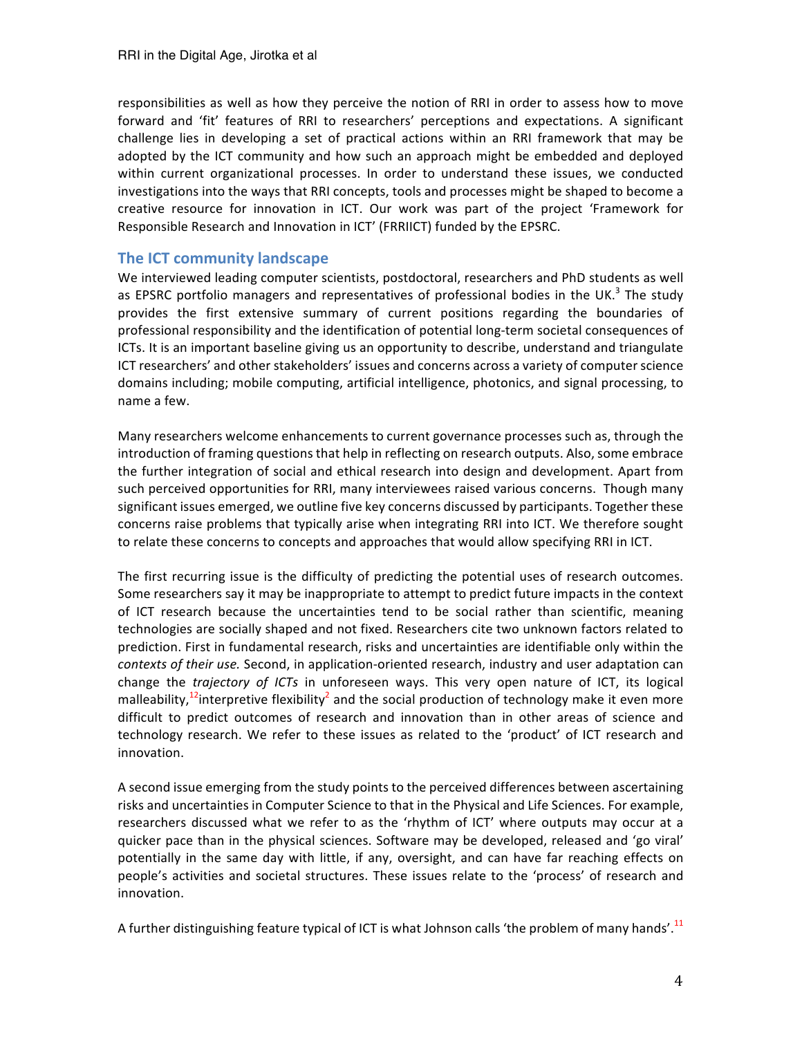responsibilities as well as how they perceive the notion of RRI in order to assess how to move forward and 'fit' features of RRI to researchers' perceptions and expectations. A significant challenge lies in developing a set of practical actions within an RRI framework that may be adopted by the ICT community and how such an approach might be embedded and deployed within current organizational processes. In order to understand these issues, we conducted investigations into the ways that RRI concepts, tools and processes might be shaped to become a creative resource for innovation in ICT. Our work was part of the project 'Framework for Responsible Research and Innovation in ICT' (FRRIICT) funded by the EPSRC.

## The ICT community landscape

We interviewed leading computer scientists, postdoctoral, researchers and PhD students as well as EPSRC portfolio managers and representatives of professional bodies in the UK.[3] The study provides the first extensive summary of current positions regarding the boundaries of professional responsibility and the identification of potential long-term societal consequences of ICTs. It is an important baseline giving us an opportunity to describe, understand and triangulate ICT researchers' and other stakeholders' issues and concerns across a variety of computer science domains including; mobile computing, artificial intelligence, photonics, and signal processing, to name a few.

Many researchers welcome enhancements to current governance processes such as, through the introduction of framing questions that help in reflecting on research outputs. Also, some embrace the further integration of social and ethical research into design and development. Apart from such perceived opportunities for RRI, many interviewees raised various concerns. Though many significant issues emerged, we outline five key concerns discussed by participants. Together these concerns raise problems that typically arise when integrating RRI into ICT. We therefore sought to relate these concerns to concepts and approaches that would allow specifying RRI in ICT.

The first recurring issue is the difficulty of predicting the potential uses of research outcomes. Some researchers say it may be inappropriate to attempt to predict future impacts in the context of ICT research because the uncertainties tend to be social rather than scientific, meaning technologies are socially shaped and not fixed. Researchers cite two unknown factors related to prediction. First in fundamental research, risks and uncertainties are identifiable only within the *contexts of their use.* Second, in application-oriented research, industry and user adaptation can change the *trajectory of ICTs* in unforeseen ways. This very open nature of ICT, its logical malleability,[12] interpretive flexibility[2] and the social production of technology make it even more difficult to predict outcomes of research and innovation than in other areas of science and technology research. We refer to these issues as related to the 'product' of ICT research and innovation.

A second issue emerging from the study points to the perceived differences between ascertaining risks and uncertainties in Computer Science to that in the Physical and Life Sciences. For example, researchers discussed what we refer to as the 'rhythm of ICT' where outputs may occur at a quicker pace than in the physical sciences. Software may be developed, released and 'go viral' potentially in the same day with little, if any, oversight, and can have far reaching effects on people's activities and societal structures. These issues relate to the 'process' of research and innovation.

A further distinguishing feature typical of ICT is what Johnson calls 'the problem of many hands'.[11]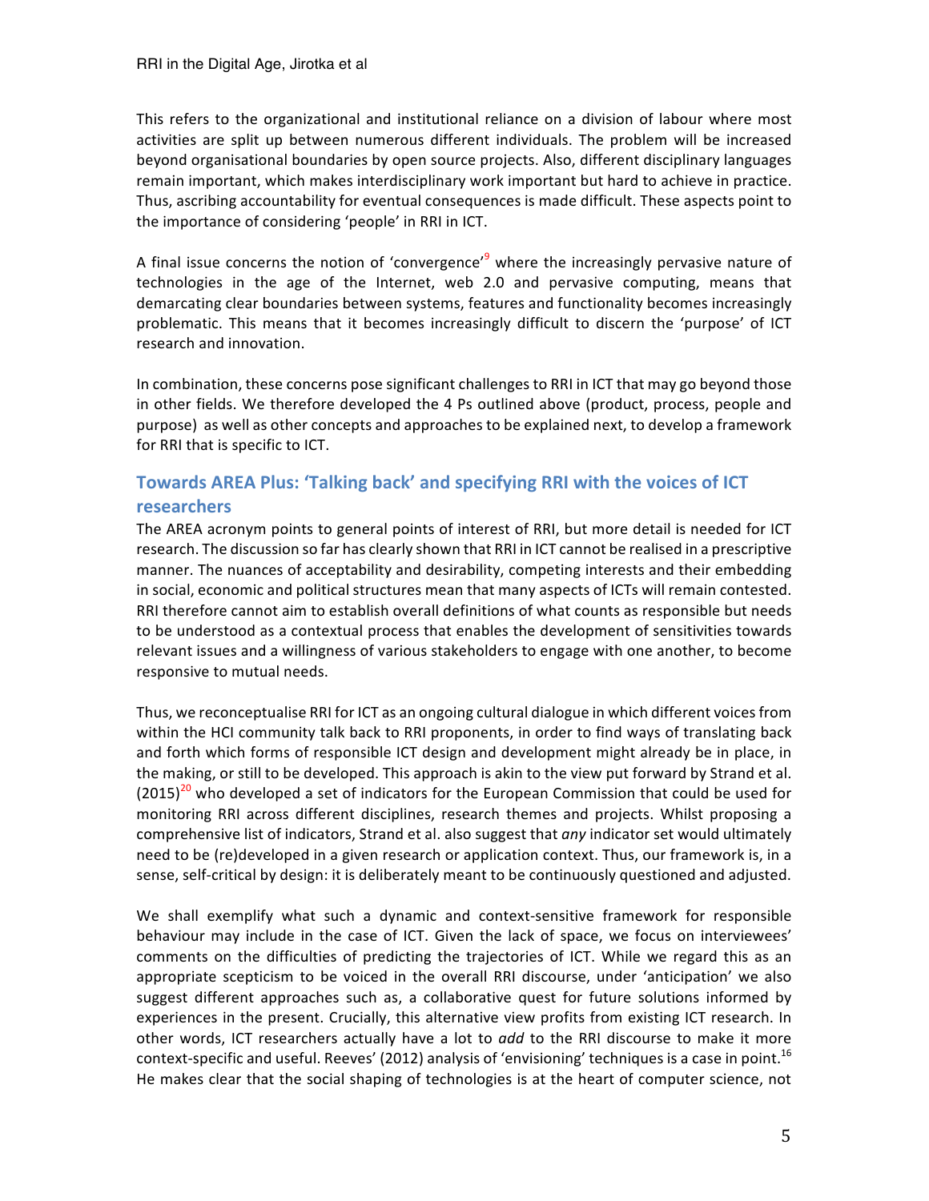This refers to the organizational and institutional reliance on a division of labour where most activities are split up between numerous different individuals. The problem will be increased beyond organisational boundaries by open source projects. Also, different disciplinary languages remain important, which makes interdisciplinary work important but hard to achieve in practice. Thus, ascribing accountability for eventual consequences is made difficult. These aspects point to the importance of considering 'people' in RRI in ICT.

A final issue concerns the notion of 'convergence'[9] where the increasingly pervasive nature of technologies in the age of the Internet, web 2.0 and pervasive computing, means that demarcating clear boundaries between systems, features and functionality becomes increasingly problematic. This means that it becomes increasingly difficult to discern the 'purpose' of ICT research and innovation.

In combination, these concerns pose significant challenges to RRI in ICT that may go beyond those in other fields. We therefore developed the 4 Ps outlined above (product, process, people and purpose) as well as other concepts and approaches to be explained next, to develop a framework for RRI that is specific to ICT.

## Towards AREA Plus: 'Talking back' and specifying RRI with the voices of ICT researchers

The AREA acronym points to general points of interest of RRI, but more detail is needed for ICT research. The discussion so far has clearly shown that RRI in ICT cannot be realised in a prescriptive manner. The nuances of acceptability and desirability, competing interests and their embedding in social, economic and political structures mean that many aspects of ICTs will remain contested. RRI therefore cannot aim to establish overall definitions of what counts as responsible but needs to be understood as a contextual process that enables the development of sensitivities towards relevant issues and a willingness of various stakeholders to engage with one another, to become responsive to mutual needs.

Thus, we reconceptualise RRI for ICT as an ongoing cultural dialogue in which different voices from within the HCI community talk back to RRI proponents, in order to find ways of translating back and forth which forms of responsible ICT design and development might already be in place, in the making, or still to be developed. This approach is akin to the view put forward by Strand et al. (2015)[20] who developed a set of indicators for the European Commission that could be used for monitoring RRI across different disciplines, research themes and projects. Whilst proposing a comprehensive list of indicators, Strand et al. also suggest that *any* indicator set would ultimately need to be (re)developed in a given research or application context. Thus, our framework is, in a sense, self-critical by design: it is deliberately meant to be continuously questioned and adjusted.

We shall exemplify what such a dynamic and context-sensitive framework for responsible behaviour may include in the case of ICT. Given the lack of space, we focus on interviewees' comments on the difficulties of predicting the trajectories of ICT. While we regard this as an appropriate scepticism to be voiced in the overall RRI discourse, under 'anticipation' we also suggest different approaches such as, a collaborative quest for future solutions informed by experiences in the present. Crucially, this alternative view profits from existing ICT research. In other words, ICT researchers actually have a lot to *add* to the RRI discourse to make it more context-specific and useful. Reeves' (2012) analysis of 'envisioning' techniques is a case in point.[16] He makes clear that the social shaping of technologies is at the heart of computer science, not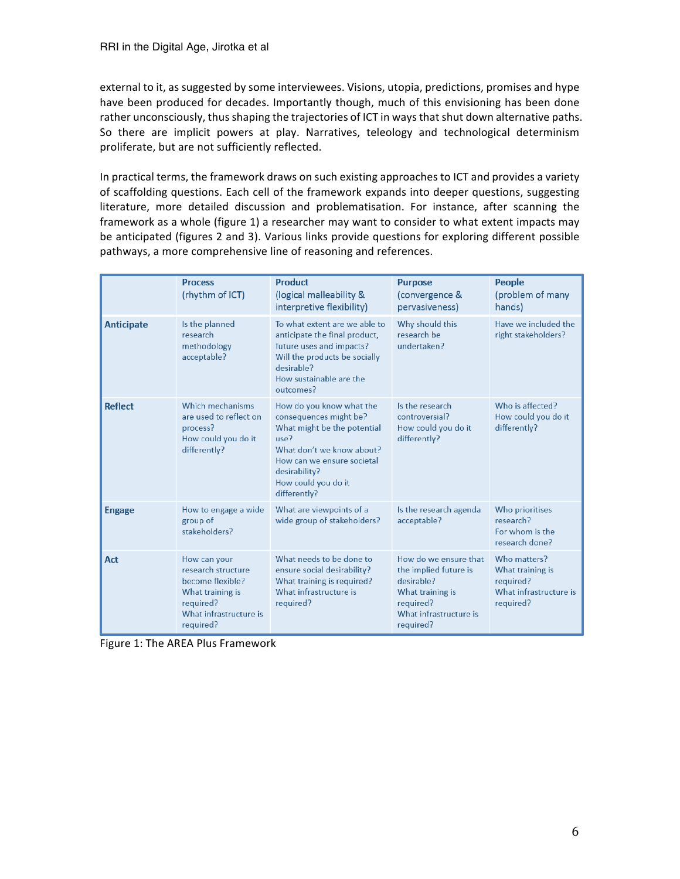external to it, as suggested by some interviewees. Visions, utopia, predictions, promises and hype have been produced for decades. Importantly though, much of this envisioning has been done rather unconsciously, thus shaping the trajectories of ICT in ways that shut down alternative paths. So there are implicit powers at play. Narratives, teleology and technological determinism proliferate, but are not sufficiently reflected.

In practical terms, the framework draws on such existing approaches to ICT and provides a variety of scaffolding questions. Each cell of the framework expands into deeper questions, suggesting literature, more detailed discussion and problematisation. For instance, after scanning the framework as a whole (figure 1) a researcher may want to consider to what extent impacts may be anticipated (figures 2 and 3). Various links provide questions for exploring different possible pathways, a more comprehensive line of reasoning and references.

| | **Process** (rhythm of ICT) | **Product** (logical malleability & interpretive flexibility) | **Purpose** (convergence & pervasiveness) | **People** (problem of many hands) |
|---|---|---|---|---|
| **Anticipate** | Is the planned research methodology acceptable? | To what extent are we able to anticipate the final product, future uses and impacts? Will the products be socially desirable? How sustainable are the outcomes? | Why should this research be undertaken? | Have we included the right stakeholders? |
| **Reflect** | Which mechanisms are used to reflect on process? How could you do it differently? | How do you know what the consequences might be? What might be the potential use? What don't we know about? How can we ensure societal desirability? How could you do it differently? | Is the research controversial? How could you do it differently? | Who is affected? How could you do it differently? |
| **Engage** | How to engage a wide group of stakeholders? | What are viewpoints of a wide group of stakeholders? | Is the research agenda acceptable? | Who prioritises research? For whom is the research done? |
| **Act** | How can your research structure become flexible? What training is required? What infrastructure is required? | What needs to be done to ensure social desirability? What training is required? What infrastructure is required? | How do we ensure that the implied future is desirable? What training is required? What infrastructure is required? | Who matters? What training is required? What infrastructure is required? |

Figure 1: The AREA Plus Framework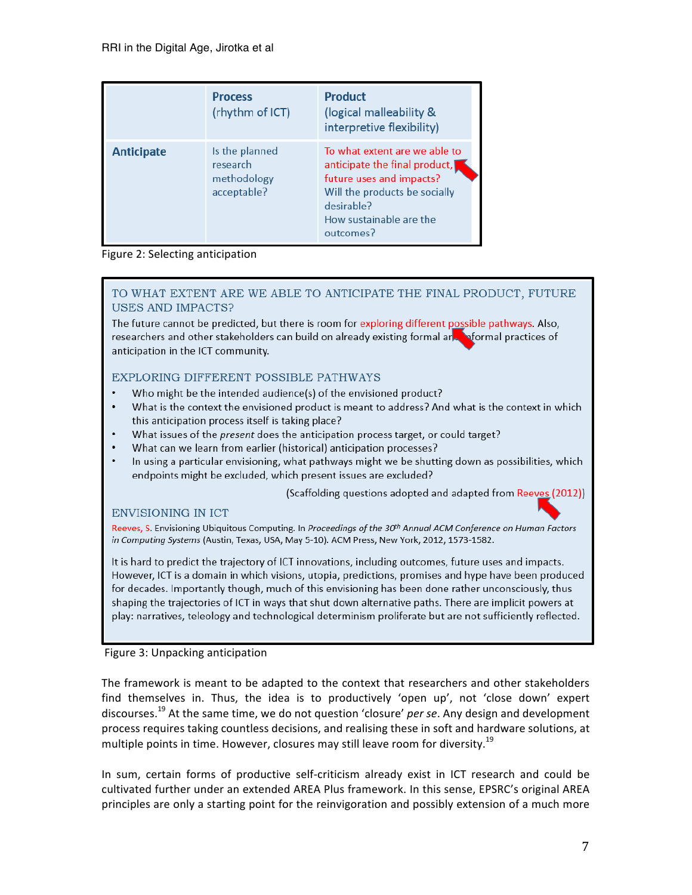| | Process (rhythm of ICT) | Product (logical malleability & interpretive flexibility) |
|---|---|---|
| **Anticipate** | Is the planned research methodology acceptable? | To what extent are we able to anticipate the final product, future uses and impacts? Will the products be socially desirable? How sustainable are the outcomes? |

Figure 2: Selecting anticipation

### TO WHAT EXTENT ARE WE ABLE TO ANTICIPATE THE FINAL PRODUCT, FUTURE USES AND IMPACTS?

The future cannot be predicted, but there is room for exploring different possible pathways. Also, researchers and other stakeholders can build on already existing formal and informal practices of anticipation in the ICT community.

### EXPLORING DIFFERENT POSSIBLE PATHWAYS

- Who might be the intended audience(s) of the envisioned product?
- What is the context the envisioned product is meant to address? And what is the context in which this anticipation process itself is taking place?
- What issues of the *present* does the anticipation process target, or could target?
- What can we learn from earlier (historical) anticipation processes?
- In using a particular envisioning, what pathways might we be shutting down as possibilities, which endpoints might be excluded, which present issues are excluded?

(Scaffolding questions adopted and adapted from Reeves (2012))

### ENVISIONING IN ICT

Reeves, S. Envisioning Ubiquitous Computing. In *Proceedings of the 30th Annual ACM Conference on Human Factors in Computing Systems* (Austin, Texas, USA, May 5-10). ACM Press, New York, 2012, 1573-1582.

It is hard to predict the trajectory of ICT innovations, including outcomes, future uses and impacts. However, ICT is a domain in which visions, utopia, predictions, promises and hype have been produced for decades. Importantly though, much of this envisioning has been done rather unconsciously, thus shaping the trajectories of ICT in ways that shut down alternative paths. There are implicit powers at play: narratives, teleology and technological determinism proliferate but are not sufficiently reflected.

Figure 3: Unpacking anticipation

The framework is meant to be adapted to the context that researchers and other stakeholders find themselves in. Thus, the idea is to productively 'open up', not 'close down' expert discourses.[19] At the same time, we do not question 'closure' *per se*. Any design and development process requires taking countless decisions, and realising these in soft and hardware solutions, at multiple points in time. However, closures may still leave room for diversity.[19]

In sum, certain forms of productive self-criticism already exist in ICT research and could be cultivated further under an extended AREA Plus framework. In this sense, EPSRC's original AREA principles are only a starting point for the reinvigoration and possibly extension of a much more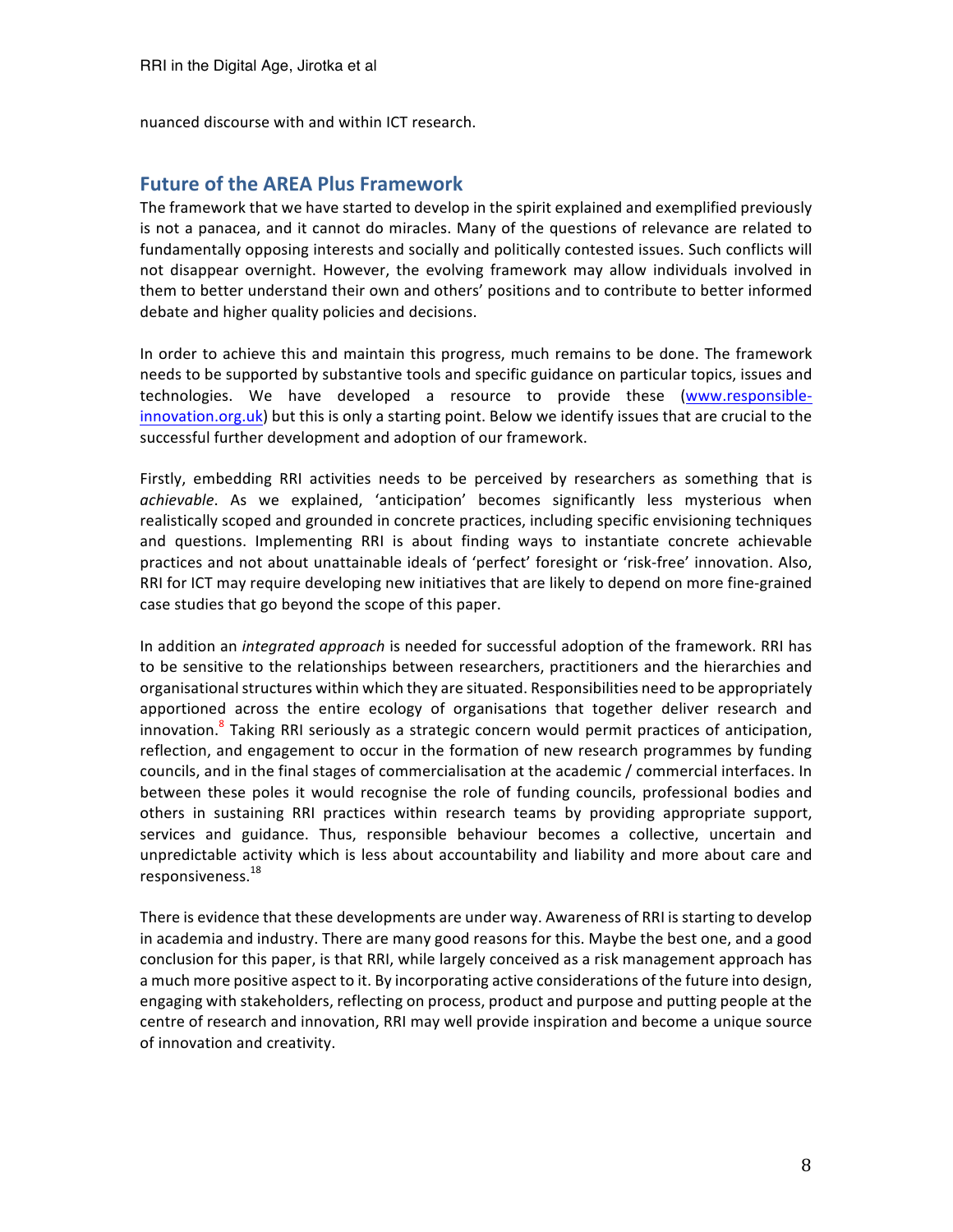nuanced discourse with and within ICT research.

## Future of the AREA Plus Framework

The framework that we have started to develop in the spirit explained and exemplified previously is not a panacea, and it cannot do miracles. Many of the questions of relevance are related to fundamentally opposing interests and socially and politically contested issues. Such conflicts will not disappear overnight. However, the evolving framework may allow individuals involved in them to better understand their own and others' positions and to contribute to better informed debate and higher quality policies and decisions.

In order to achieve this and maintain this progress, much remains to be done. The framework needs to be supported by substantive tools and specific guidance on particular topics, issues and technologies. We have developed a resource to provide these (www.responsible-innovation.org.uk) but this is only a starting point. Below we identify issues that are crucial to the successful further development and adoption of our framework.

Firstly, embedding RRI activities needs to be perceived by researchers as something that is *achievable*. As we explained, 'anticipation' becomes significantly less mysterious when realistically scoped and grounded in concrete practices, including specific envisioning techniques and questions. Implementing RRI is about finding ways to instantiate concrete achievable practices and not about unattainable ideals of 'perfect' foresight or 'risk-free' innovation. Also, RRI for ICT may require developing new initiatives that are likely to depend on more fine-grained case studies that go beyond the scope of this paper.

In addition an *integrated approach* is needed for successful adoption of the framework. RRI has to be sensitive to the relationships between researchers, practitioners and the hierarchies and organisational structures within which they are situated. Responsibilities need to be appropriately apportioned across the entire ecology of organisations that together deliver research and innovation.[8] Taking RRI seriously as a strategic concern would permit practices of anticipation, reflection, and engagement to occur in the formation of new research programmes by funding councils, and in the final stages of commercialisation at the academic / commercial interfaces. In between these poles it would recognise the role of funding councils, professional bodies and others in sustaining RRI practices within research teams by providing appropriate support, services and guidance. Thus, responsible behaviour becomes a collective, uncertain and unpredictable activity which is less about accountability and liability and more about care and responsiveness.[18]

There is evidence that these developments are under way. Awareness of RRI is starting to develop in academia and industry. There are many good reasons for this. Maybe the best one, and a good conclusion for this paper, is that RRI, while largely conceived as a risk management approach has a much more positive aspect to it. By incorporating active considerations of the future into design, engaging with stakeholders, reflecting on process, product and purpose and putting people at the centre of research and innovation, RRI may well provide inspiration and become a unique source of innovation and creativity.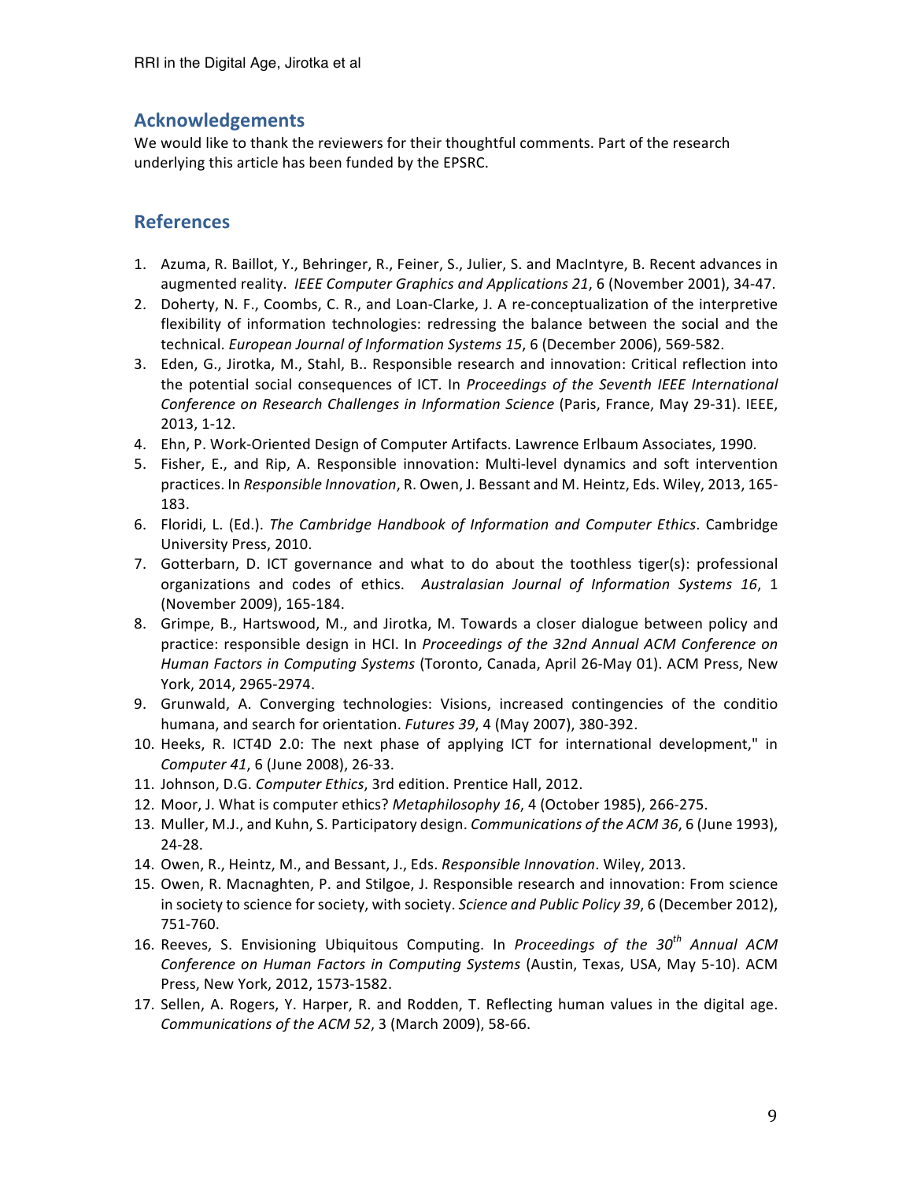## Acknowledgements

We would like to thank the reviewers for their thoughtful comments. Part of the research underlying this article has been funded by the EPSRC.

## References

1. Azuma, R. Baillot, Y., Behringer, R., Feiner, S., Julier, S. and MacIntyre, B. Recent advances in augmented reality. *IEEE Computer Graphics and Applications 21*, 6 (November 2001), 34-47.
2. Doherty, N. F., Coombs, C. R., and Loan-Clarke, J. A re-conceptualization of the interpretive flexibility of information technologies: redressing the balance between the social and the technical. *European Journal of Information Systems 15*, 6 (December 2006), 569-582.
3. Eden, G., Jirotka, M., Stahl, B.. Responsible research and innovation: Critical reflection into the potential social consequences of ICT. In *Proceedings of the Seventh IEEE International Conference on Research Challenges in Information Science* (Paris, France, May 29-31). IEEE, 2013, 1-12.
4. Ehn, P. Work-Oriented Design of Computer Artifacts. Lawrence Erlbaum Associates, 1990.
5. Fisher, E., and Rip, A. Responsible innovation: Multi-level dynamics and soft intervention practices. In *Responsible Innovation*, R. Owen, J. Bessant and M. Heintz, Eds. Wiley, 2013, 165-183.
6. Floridi, L. (Ed.). *The Cambridge Handbook of Information and Computer Ethics*. Cambridge University Press, 2010.
7. Gotterbarn, D. ICT governance and what to do about the toothless tiger(s): professional organizations and codes of ethics. *Australasian Journal of Information Systems 16*, 1 (November 2009), 165-184.
8. Grimpe, B., Hartswood, M., and Jirotka, M. Towards a closer dialogue between policy and practice: responsible design in HCI. In *Proceedings of the 32nd Annual ACM Conference on Human Factors in Computing Systems* (Toronto, Canada, April 26-May 01). ACM Press, New York, 2014, 2965-2974.
9. Grunwald, A. Converging technologies: Visions, increased contingencies of the conditio humana, and search for orientation. *Futures 39*, 4 (May 2007), 380-392.
10. Heeks, R. ICT4D 2.0: The next phase of applying ICT for international development," in *Computer 41*, 6 (June 2008), 26-33.
11. Johnson, D.G. *Computer Ethics*, 3rd edition. Prentice Hall, 2012.
12. Moor, J. What is computer ethics? *Metaphilosophy 16*, 4 (October 1985), 266-275.
13. Muller, M.J., and Kuhn, S. Participatory design. *Communications of the ACM 36*, 6 (June 1993), 24-28.
14. Owen, R., Heintz, M., and Bessant, J., Eds. *Responsible Innovation*. Wiley, 2013.
15. Owen, R. Macnaghten, P. and Stilgoe, J. Responsible research and innovation: From science in society to science for society, with society. *Science and Public Policy 39*, 6 (December 2012), 751-760.
16. Reeves, S. Envisioning Ubiquitous Computing. In *Proceedings of the 30th Annual ACM Conference on Human Factors in Computing Systems* (Austin, Texas, USA, May 5-10). ACM Press, New York, 2012, 1573-1582.
17. Sellen, A. Rogers, Y. Harper, R. and Rodden, T. Reflecting human values in the digital age. *Communications of the ACM 52*, 3 (March 2009), 58-66.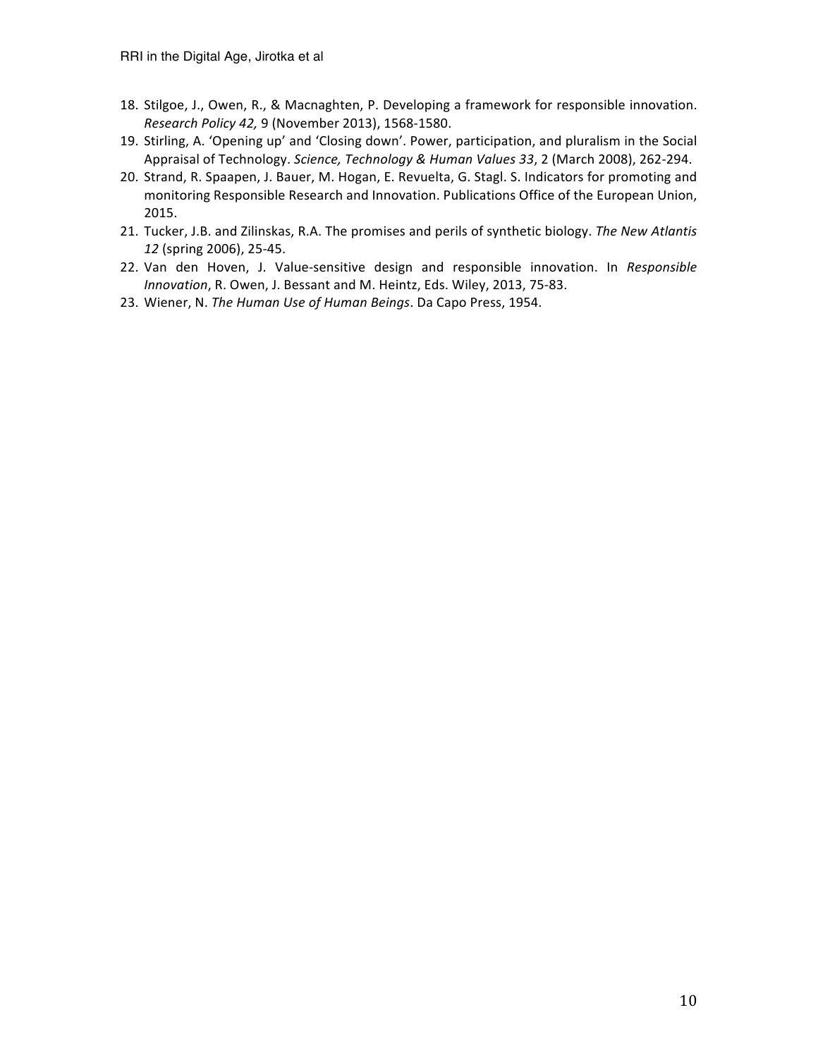18. Stilgoe, J., Owen, R., & Macnaghten, P. Developing a framework for responsible innovation. *Research Policy 42,* 9 (November 2013), 1568-1580.
19. Stirling, A. 'Opening up' and 'Closing down'. Power, participation, and pluralism in the Social Appraisal of Technology. *Science, Technology & Human Values 33*, 2 (March 2008), 262-294.
20. Strand, R. Spaapen, J. Bauer, M. Hogan, E. Revuelta, G. Stagl. S. Indicators for promoting and monitoring Responsible Research and Innovation. Publications Office of the European Union, 2015.
21. Tucker, J.B. and Zilinskas, R.A. The promises and perils of synthetic biology. *The New Atlantis 12* (spring 2006), 25-45.
22. Van den Hoven, J. Value-sensitive design and responsible innovation. In *Responsible Innovation*, R. Owen, J. Bessant and M. Heintz, Eds. Wiley, 2013, 75-83.
23. Wiener, N. *The Human Use of Human Beings*. Da Capo Press, 1954.